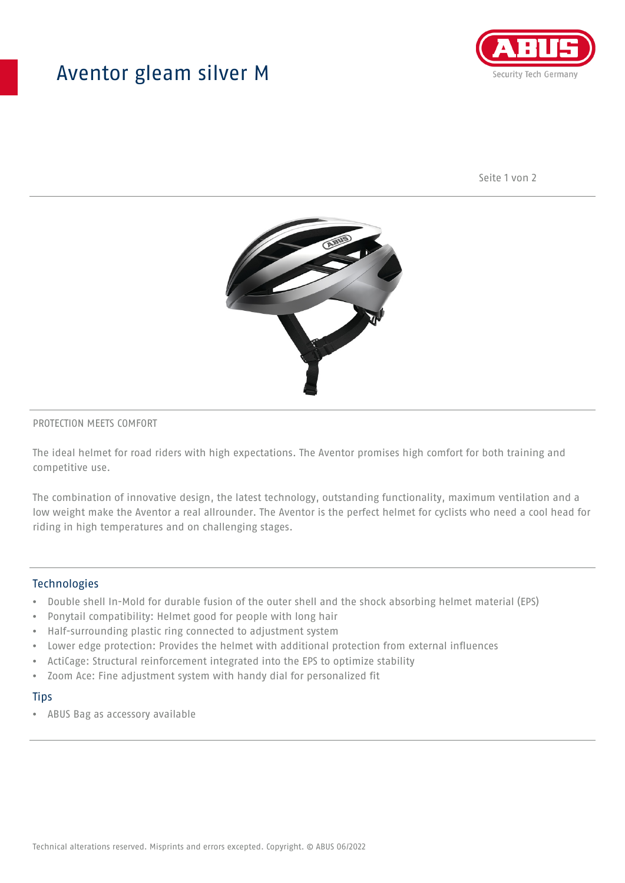# Aventor gleam silver M

PROTECTION MEETS COMFORT

The ideal helmet for road riders with high expectations. The Aventor promises high comfort for both training and competitive use.

The combination of innovative design, the latest technology, outstanding functionality, maximum ventilation and a low weight make the Aventor a real allrounder. The Aventor is the perfect helmet for cyclists who need a cool head for riding in high temperatures and on challenging stages.

## Technologies

- Double shell In-Mold for durable fusion of the outer shell and the shock absorbing helmet material (EPS)
- Ponytail compatibility: Helmet good for people with long hair
- Half-surrounding plastic ring connected to adjustment system
- Lower edge protection: Provides the helmet with additional protection from external influences
- ActiCage: Structural reinforcement integrated into the EPS to optimize stability
- Zoom Ace: Fine adjustment system with handy dial for personalized fit

## Tips

- ABUS Bag as accessory available

Technical alterations reserved. Misprints and errors excepted. Copyright. © ABUS 06/2022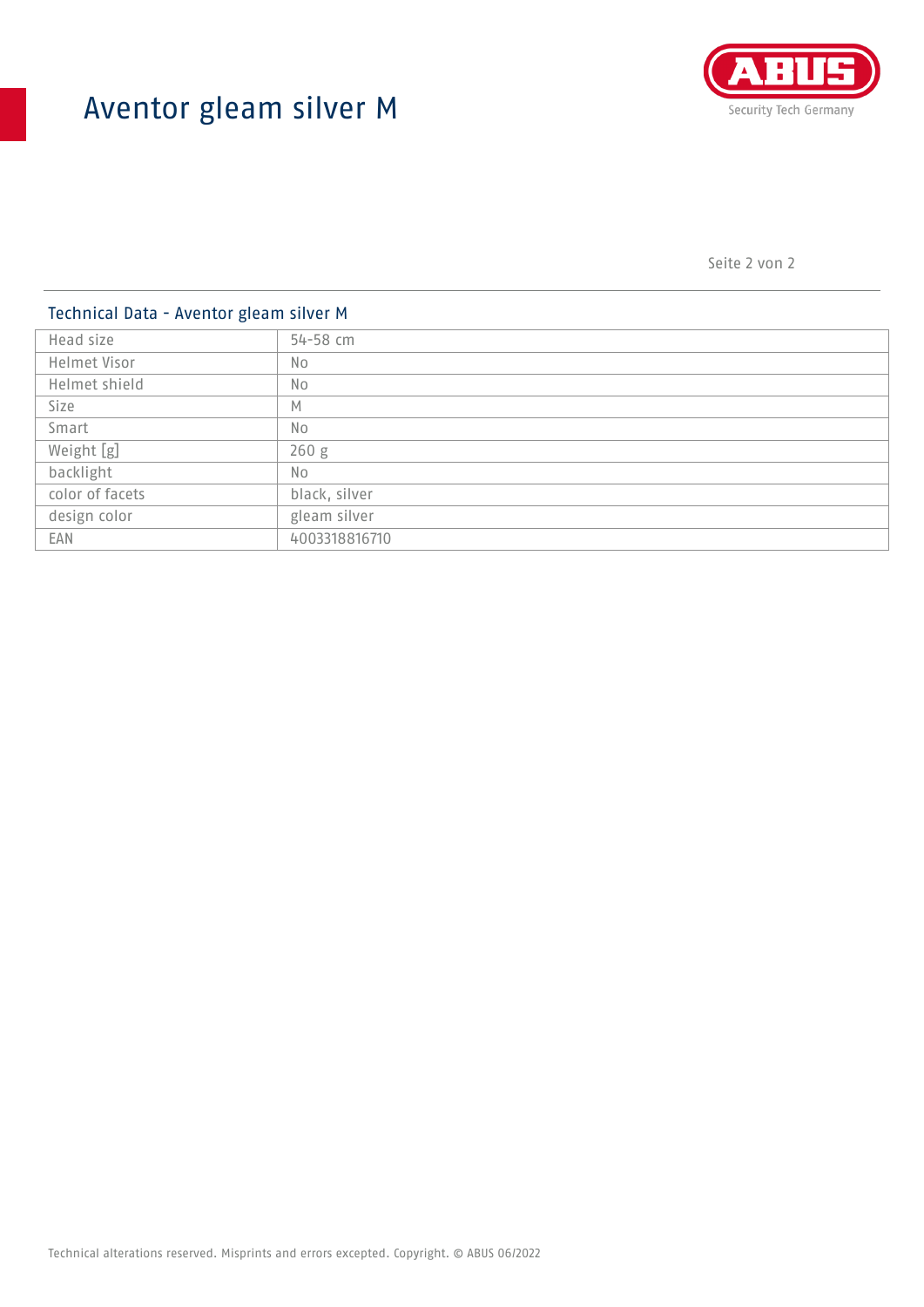# Aventor gleam silver M

## Technical Data - Aventor gleam silver M

| | |
|---|---|
| Head size | 54-58 cm |
| Helmet Visor | No |
| Helmet shield | No |
| Size | M |
| Smart | No |
| Weight [g] | 260 g |
| backlight | No |
| color of facets | black, silver |
| design color | gleam silver |
| EAN | 4003318816710 |

Technical alterations reserved. Misprints and errors excepted. Copyright. © ABUS 06/2022